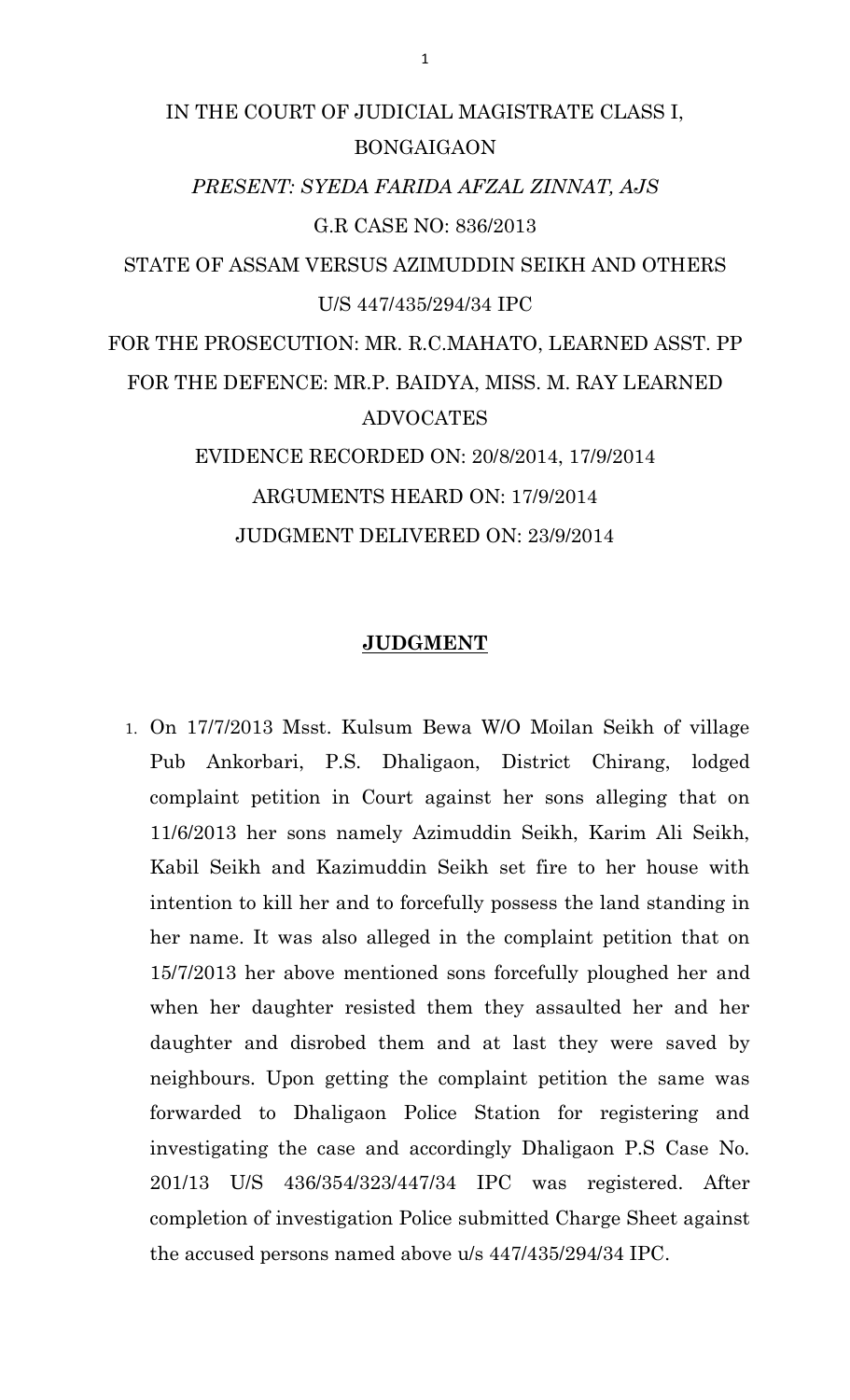IN THE COURT OF JUDICIAL MAGISTRATE CLASS I, BONGAIGAON

*PRESENT: SYEDA FARIDA AFZAL ZINNAT, AJS*

G.R CASE NO: 836/2013

STATE OF ASSAM VERSUS AZIMUDDIN SEIKH AND OTHERS

U/S 447/435/294/34 IPC

FOR THE PROSECUTION: MR. R.C.MAHATO, LEARNED ASST. PP

FOR THE DEFENCE: MR.P. BAIDYA, MISS. M. RAY LEARNED ADVOCATES

EVIDENCE RECORDED ON: 20/8/2014, 17/9/2014

ARGUMENTS HEARD ON: 17/9/2014

JUDGMENT DELIVERED ON: 23/9/2014

## **JUDGMENT**

1. On 17/7/2013 Msst. Kulsum Bewa W/O Moilan Seikh of village Pub Ankorbari, P.S. Dhaligaon, District Chirang, lodged complaint petition in Court against her sons alleging that on 11/6/2013 her sons namely Azimuddin Seikh, Karim Ali Seikh, Kabil Seikh and Kazimuddin Seikh set fire to her house with intention to kill her and to forcefully possess the land standing in her name. It was also alleged in the complaint petition that on 15/7/2013 her above mentioned sons forcefully ploughed her and when her daughter resisted them they assaulted her and her daughter and disrobed them and at last they were saved by neighbours. Upon getting the complaint petition the same was forwarded to Dhaligaon Police Station for registering and investigating the case and accordingly Dhaligaon P.S Case No. 201/13 U/S 436/354/323/447/34 IPC was registered. After completion of investigation Police submitted Charge Sheet against the accused persons named above u/s 447/435/294/34 IPC.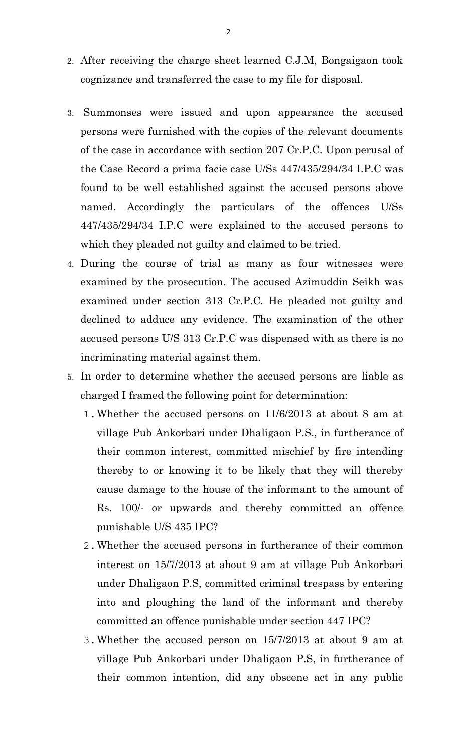2. After receiving the charge sheet learned C.J.M, Bongaigaon took cognizance and transferred the case to my file for disposal.

3. Summonses were issued and upon appearance the accused persons were furnished with the copies of the relevant documents of the case in accordance with section 207 Cr.P.C. Upon perusal of the Case Record a prima facie case U/Ss 447/435/294/34 I.P.C was found to be well established against the accused persons above named. Accordingly the particulars of the offences U/Ss 447/435/294/34 I.P.C were explained to the accused persons to which they pleaded not guilty and claimed to be tried.

4. During the course of trial as many as four witnesses were examined by the prosecution. The accused Azimuddin Seikh was examined under section 313 Cr.P.C. He pleaded not guilty and declined to adduce any evidence. The examination of the other accused persons U/S 313 Cr.P.C was dispensed with as there is no incriminating material against them.

5. In order to determine whether the accused persons are liable as charged I framed the following point for determination:

   1. Whether the accused persons on 11/6/2013 at about 8 am at village Pub Ankorbari under Dhaligaon P.S., in furtherance of their common interest, committed mischief by fire intending thereby to or knowing it to be likely that they will thereby cause damage to the house of the informant to the amount of Rs. 100/- or upwards and thereby committed an offence punishable U/S 435 IPC?

   2. Whether the accused persons in furtherance of their common interest on 15/7/2013 at about 9 am at village Pub Ankorbari under Dhaligaon P.S, committed criminal trespass by entering into and ploughing the land of the informant and thereby committed an offence punishable under section 447 IPC?

   3. Whether the accused person on 15/7/2013 at about 9 am at village Pub Ankorbari under Dhaligaon P.S, in furtherance of their common intention, did any obscene act in any public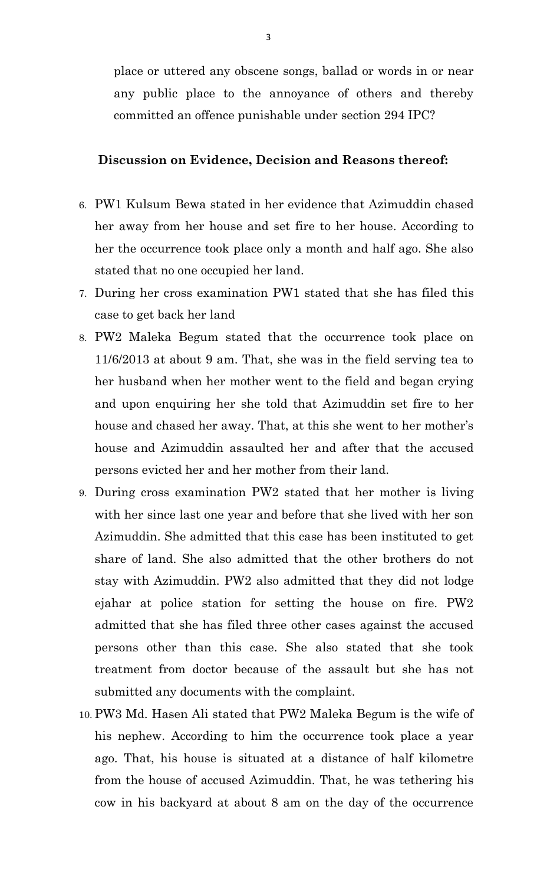place or uttered any obscene songs, ballad or words in or near any public place to the annoyance of others and thereby committed an offence punishable under section 294 IPC?

**Discussion on Evidence, Decision and Reasons thereof:**

6. PW1 Kulsum Bewa stated in her evidence that Azimuddin chased her away from her house and set fire to her house. According to her the occurrence took place only a month and half ago. She also stated that no one occupied her land.
7. During her cross examination PW1 stated that she has filed this case to get back her land
8. PW2 Maleka Begum stated that the occurrence took place on 11/6/2013 at about 9 am. That, she was in the field serving tea to her husband when her mother went to the field and began crying and upon enquiring her she told that Azimuddin set fire to her house and chased her away. That, at this she went to her mother's house and Azimuddin assaulted her and after that the accused persons evicted her and her mother from their land.
9. During cross examination PW2 stated that her mother is living with her since last one year and before that she lived with her son Azimuddin. She admitted that this case has been instituted to get share of land. She also admitted that the other brothers do not stay with Azimuddin. PW2 also admitted that they did not lodge ejahar at police station for setting the house on fire. PW2 admitted that she has filed three other cases against the accused persons other than this case. She also stated that she took treatment from doctor because of the assault but she has not submitted any documents with the complaint.
10. PW3 Md. Hasen Ali stated that PW2 Maleka Begum is the wife of his nephew. According to him the occurrence took place a year ago. That, his house is situated at a distance of half kilometre from the house of accused Azimuddin. That, he was tethering his cow in his backyard at about 8 am on the day of the occurrence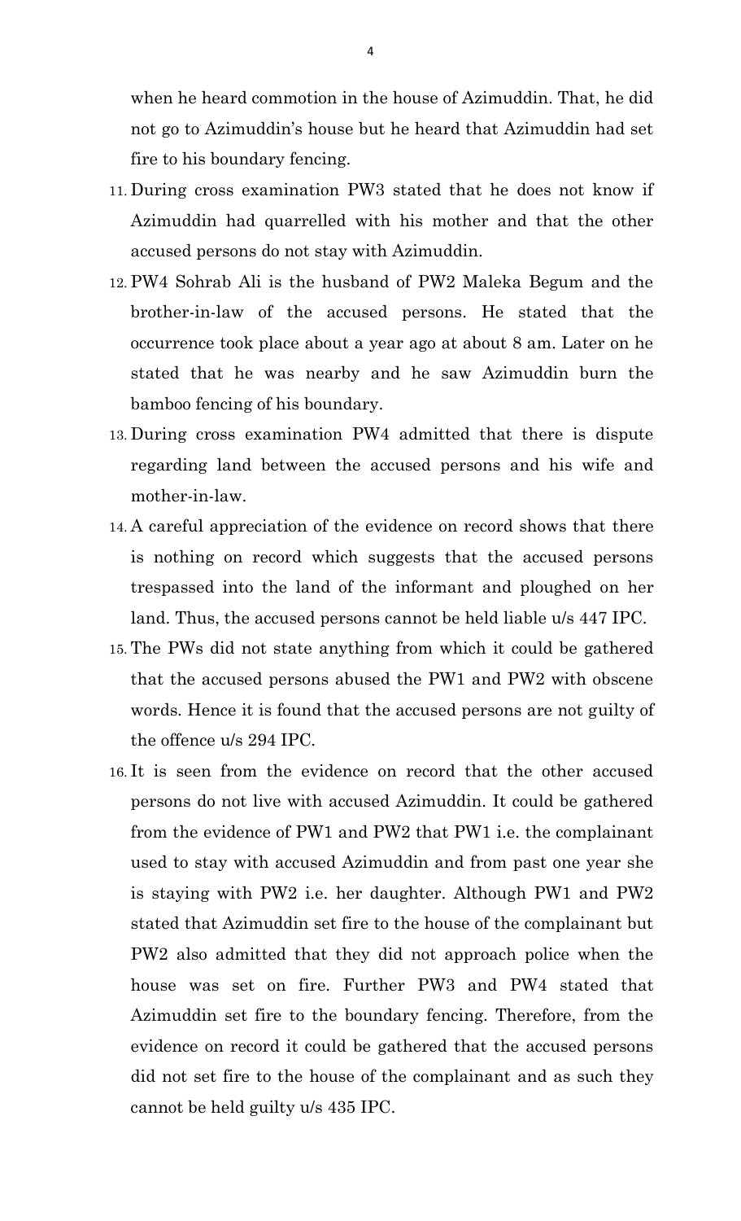when he heard commotion in the house of Azimuddin. That, he did not go to Azimuddin's house but he heard that Azimuddin had set fire to his boundary fencing.

11. During cross examination PW3 stated that he does not know if Azimuddin had quarrelled with his mother and that the other accused persons do not stay with Azimuddin.
12. PW4 Sohrab Ali is the husband of PW2 Maleka Begum and the brother-in-law of the accused persons. He stated that the occurrence took place about a year ago at about 8 am. Later on he stated that he was nearby and he saw Azimuddin burn the bamboo fencing of his boundary.
13. During cross examination PW4 admitted that there is dispute regarding land between the accused persons and his wife and mother-in-law.
14. A careful appreciation of the evidence on record shows that there is nothing on record which suggests that the accused persons trespassed into the land of the informant and ploughed on her land. Thus, the accused persons cannot be held liable u/s 447 IPC.
15. The PWs did not state anything from which it could be gathered that the accused persons abused the PW1 and PW2 with obscene words. Hence it is found that the accused persons are not guilty of the offence u/s 294 IPC.
16. It is seen from the evidence on record that the other accused persons do not live with accused Azimuddin. It could be gathered from the evidence of PW1 and PW2 that PW1 i.e. the complainant used to stay with accused Azimuddin and from past one year she is staying with PW2 i.e. her daughter. Although PW1 and PW2 stated that Azimuddin set fire to the house of the complainant but PW2 also admitted that they did not approach police when the house was set on fire. Further PW3 and PW4 stated that Azimuddin set fire to the boundary fencing. Therefore, from the evidence on record it could be gathered that the accused persons did not set fire to the house of the complainant and as such they cannot be held guilty u/s 435 IPC.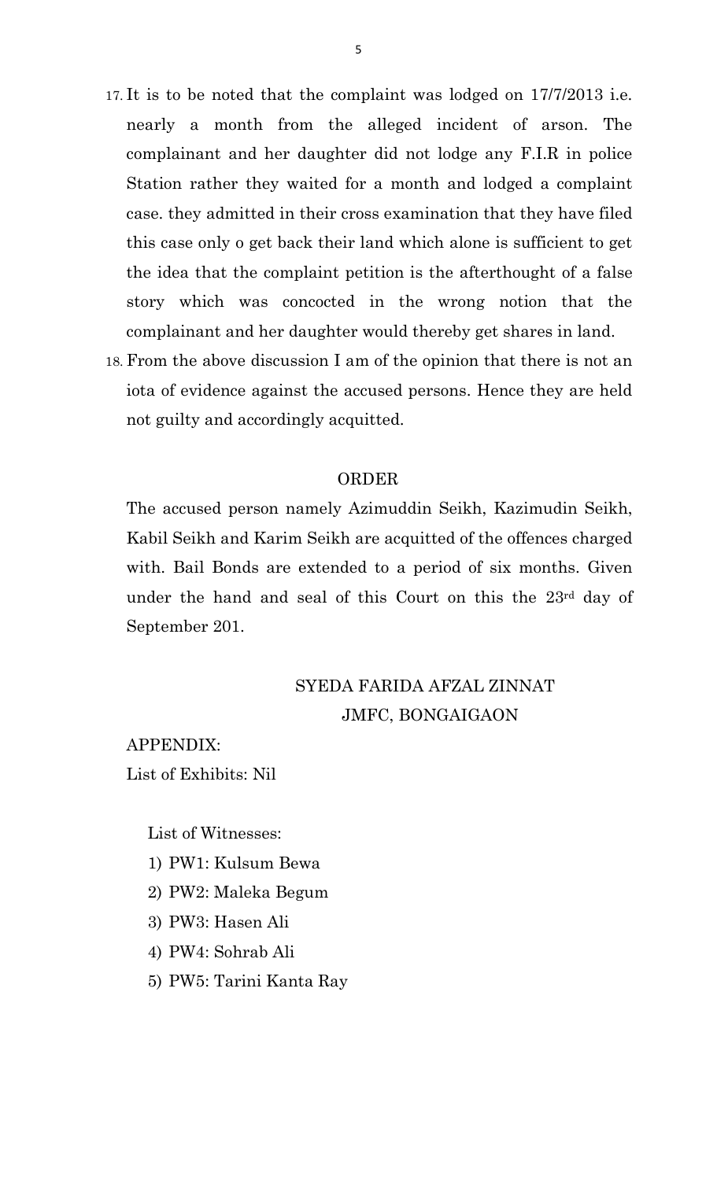17. It is to be noted that the complaint was lodged on 17/7/2013 i.e. nearly a month from the alleged incident of arson. The complainant and her daughter did not lodge any F.I.R in police Station rather they waited for a month and lodged a complaint case. they admitted in their cross examination that they have filed this case only o get back their land which alone is sufficient to get the idea that the complaint petition is the afterthought of a false story which was concocted in the wrong notion that the complainant and her daughter would thereby get shares in land.
18. From the above discussion I am of the opinion that there is not an iota of evidence against the accused persons. Hence they are held not guilty and accordingly acquitted.

## ORDER

The accused person namely Azimuddin Seikh, Kazimudin Seikh, Kabil Seikh and Karim Seikh are acquitted of the offences charged with. Bail Bonds are extended to a period of six months. Given under the hand and seal of this Court on this the 23rd day of September 201.

SYEDA FARIDA AFZAL ZINNAT
JMFC, BONGAIGAON

APPENDIX:

List of Exhibits: Nil

List of Witnesses:

1) PW1: Kulsum Bewa
2) PW2: Maleka Begum
3) PW3: Hasen Ali
4) PW4: Sohrab Ali
5) PW5: Tarini Kanta Ray